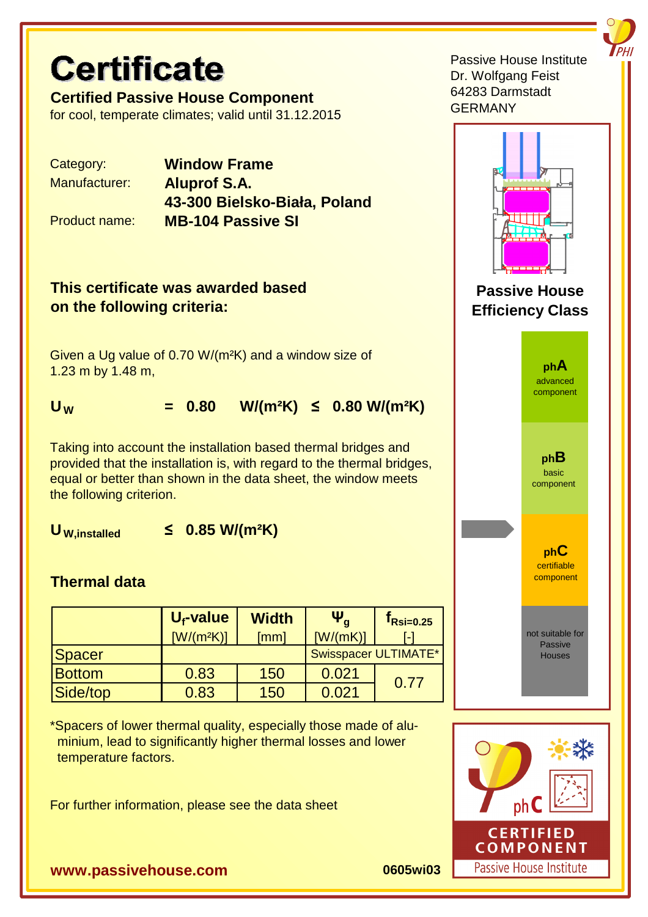# Certificate

**Certified Passive House Component**

for cool, temperate climates; valid until 31.12.2015

Passive House Institute
Dr. Wolfgang Feist
64283 Darmstadt
GERMANY

| | |
|---|---|
| Category: | **Window Frame** |
| Manufacturer: | **Aluprof S.A.** |
| | **43-300 Bielsko-Biała, Poland** |
| Product name: | **MB-104 Passive SI** |

**This certificate was awarded based on the following criteria:**

Given a Ug value of 0.70 W/(m²K) and a window size of 1.23 m by 1.48 m,

**$U_W$ = 0.80 W/(m²K) ≤ 0.80 W/(m²K)**

Taking into account the installation based thermal bridges and provided that the installation is, with regard to the thermal bridges, equal or better than shown in the data sheet, the window meets the following criterion.

**$U_{W,installed}$ ≤ 0.85 W/(m²K)**

## Thermal data

| | $U_f$-value [W/(m²K)] | Width [mm] | $\Psi_g$ [W/(mK)] | $f_{Rsi=0.25}$ [-] |
|---|---|---|---|---|
| Spacer | | | Swisspacer ULTIMATE* | |
| Bottom | 0.83 | 150 | 0.021 | 0.77 |
| Side/top | 0.83 | 150 | 0.021 | |

*Spacers of lower thermal quality, especially those made of aluminium, lead to significantly higher thermal losses and lower temperature factors.

For further information, please see the data sheet

**Passive House Efficiency Class**

**phA** advanced component

**phB** basic component

**phC** certifiable component

not suitable for Passive Houses

phC

CERTIFIED COMPONENT

Passive House Institute

**www.passivehouse.com** **0605wi03**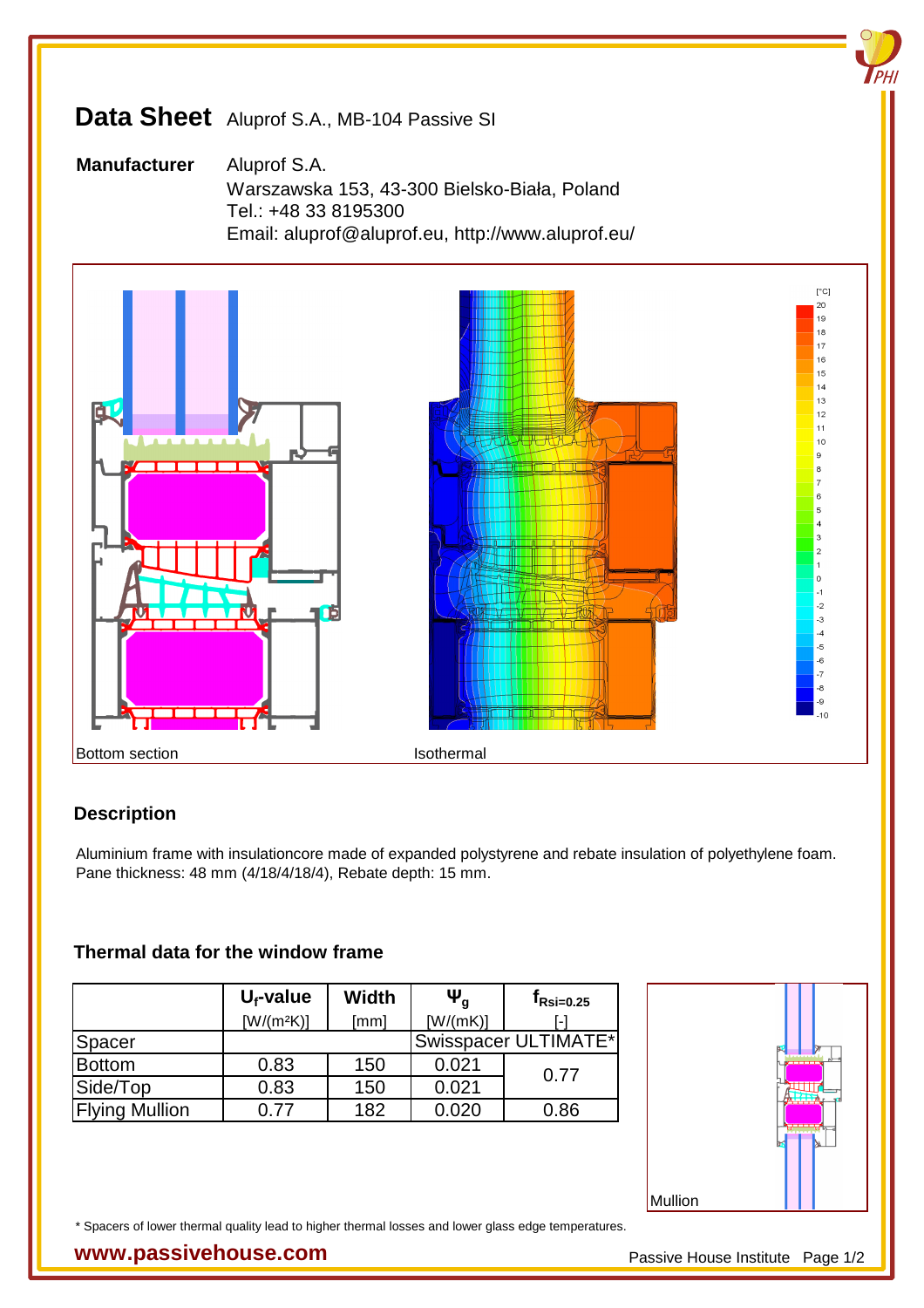# Data Sheet Aluprof S.A., MB-104 Passive SI

**Manufacturer** Aluprof S.A.
Warszawska 153, 43-300 Bielsko-Biała, Poland
Tel.: +48 33 8195300
Email: aluprof@aluprof.eu, http://www.aluprof.eu/

[°C]
20
19
18
17
16
15
14
13
12
11
10
9
8
7
6
5
4
3
2
1
0
-1
-2
-3
-4
-5
-6
-7
-8
-9
-10

Bottom section

Isothermal

## Description

Aluminium frame with insulationcore made of expanded polystyrene and rebate insulation of polyethylene foam.
Pane thickness: 48 mm (4/18/4/18/4), Rebate depth: 15 mm.

## Thermal data for the window frame

| | $U_f$-value [W/(m²K)] | Width [mm] | $\Psi_g$ [W/(mK)] | $f_{Rsi=0.25}$ [-] |
|---|---|---|---|---|
| Spacer | | | Swisspacer ULTIMATE* | |
| Bottom | 0.83 | 150 | 0.021 | 0.77 |
| Side/Top | 0.83 | 150 | 0.021 | |
| Flying Mullion | 0.77 | 182 | 0.020 | 0.86 |

Mullion

\* Spacers of lower thermal quality lead to higher thermal losses and lower glass edge temperatures.

www.passivehouse.com

Passive House Institute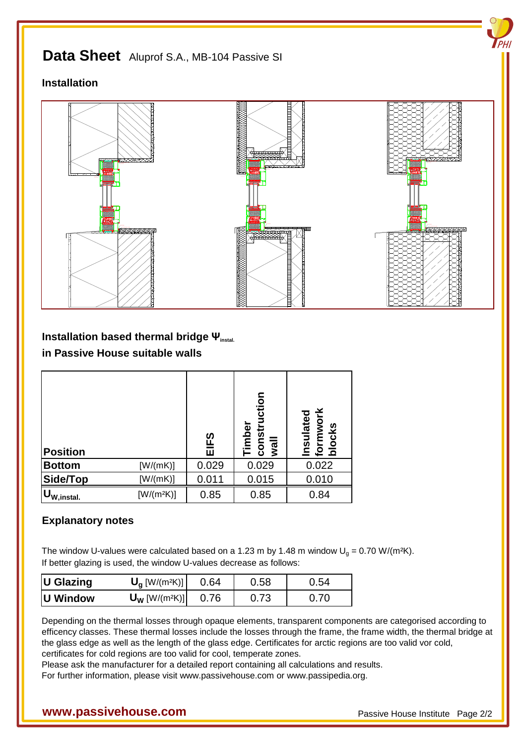# Data Sheet Aluprof S.A., MB-104 Passive SI

## Installation

## Installation based thermal bridge $\Psi_{instal.}$ in Passive House suitable walls

| Position | | EIFS | Timber construction wall | Insulated formwork blocks |
|---|---|---|---|---|
| **Bottom** | [W/(mK)] | 0.029 | 0.029 | 0.022 |
| **Side/Top** | [W/(mK)] | 0.011 | 0.015 | 0.010 |
| $U_{W,instal.}$ | [W/(m²K)] | 0.85 | 0.85 | 0.84 |

## Explanatory notes

The window U-values were calculated based on a 1.23 m by 1.48 m window $U_g$ = 0.70 W/(m²K).
If better glazing is used, the window U-values decrease as follows:

| | | | | |
|---|---|---|---|---|
| **U Glazing** | $U_g$ [W/(m²K)] | 0.64 | 0.58 | 0.54 |
| **U Window** | $U_W$ [W/(m²K)] | 0.76 | 0.73 | 0.70 |

Depending on the thermal losses through opaque elements, transparent components are categorised according to efficency classes. These thermal losses include the losses through the frame, the frame width, the thermal bridge at the glass edge as well as the length of the glass edge. Certificates for arctic regions are too valid vor cold, certificates for cold regions are too valid for cool, temperate zones.
Please ask the manufacturer for a detailed report containing all calculations and results.
For further information, please visit www.passivehouse.com or www.passipedia.org.

**www.passivehouse.com**